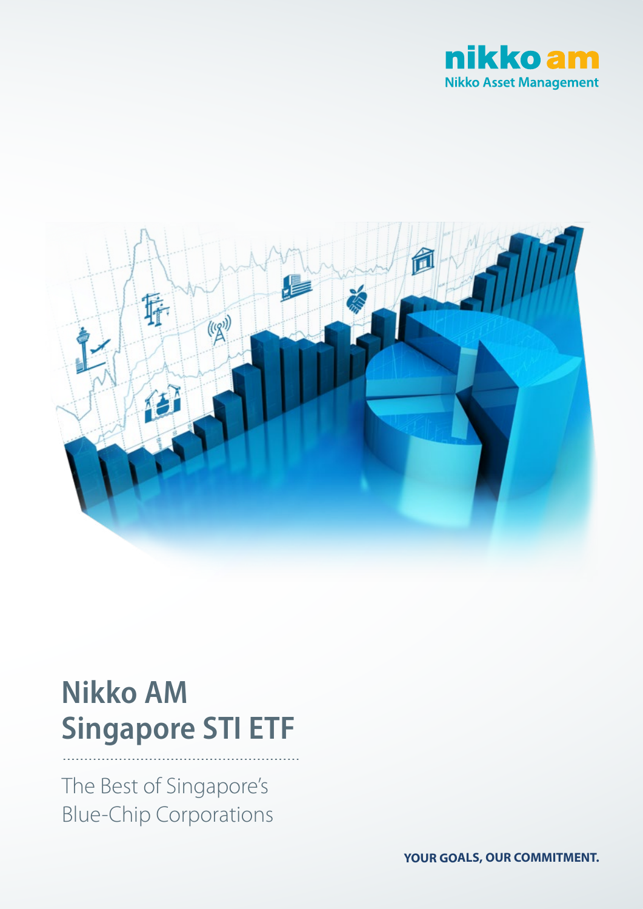nikko am
Nikko Asset Management

# Nikko AM Singapore STI ETF

The Best of Singapore's Blue-Chip Corporations

**YOUR GOALS, OUR COMMITMENT.**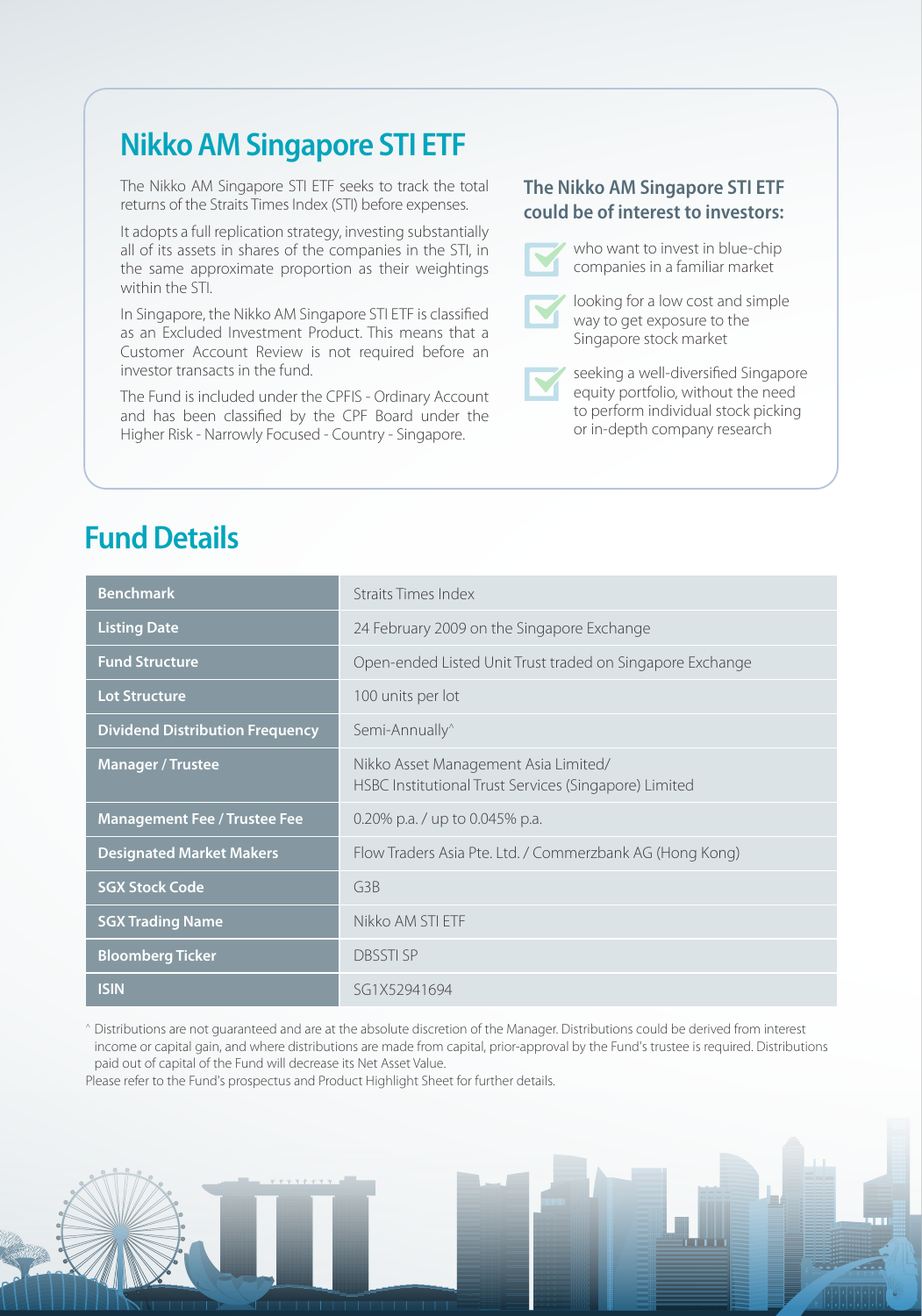# Nikko AM Singapore STI ETF

The Nikko AM Singapore STI ETF seeks to track the total returns of the Straits Times Index (STI) before expenses.

It adopts a full replication strategy, investing substantially all of its assets in shares of the companies in the STI, in the same approximate proportion as their weightings within the STI.

In Singapore, the Nikko AM Singapore STI ETF is classified as an Excluded Investment Product. This means that a Customer Account Review is not required before an investor transacts in the fund.

The Fund is included under the CPFIS - Ordinary Account and has been classified by the CPF Board under the Higher Risk - Narrowly Focused - Country - Singapore.

### The Nikko AM Singapore STI ETF could be of interest to investors:

- who want to invest in blue-chip companies in a familiar market
- looking for a low cost and simple way to get exposure to the Singapore stock market
- seeking a well-diversified Singapore equity portfolio, without the need to perform individual stock picking or in-depth company research

## Fund Details

| | |
|---|---|
| **Benchmark** | Straits Times Index |
| **Listing Date** | 24 February 2009 on the Singapore Exchange |
| **Fund Structure** | Open-ended Listed Unit Trust traded on Singapore Exchange |
| **Lot Structure** | 100 units per lot |
| **Dividend Distribution Frequency** | Semi-Annually^ |
| **Manager / Trustee** | Nikko Asset Management Asia Limited/ HSBC Institutional Trust Services (Singapore) Limited |
| **Management Fee / Trustee Fee** | 0.20% p.a. / up to 0.045% p.a. |
| **Designated Market Makers** | Flow Traders Asia Pte. Ltd. / Commerzbank AG (Hong Kong) |
| **SGX Stock Code** | G3B |
| **SGX Trading Name** | Nikko AM STI ETF |
| **Bloomberg Ticker** | DBSSTI SP |
| **ISIN** | SG1X52941694 |

^ Distributions are not guaranteed and are at the absolute discretion of the Manager. Distributions could be derived from interest income or capital gain, and where distributions are made from capital, prior-approval by the Fund's trustee is required. Distributions paid out of capital of the Fund will decrease its Net Asset Value.

Please refer to the Fund's prospectus and Product Highlight Sheet for further details.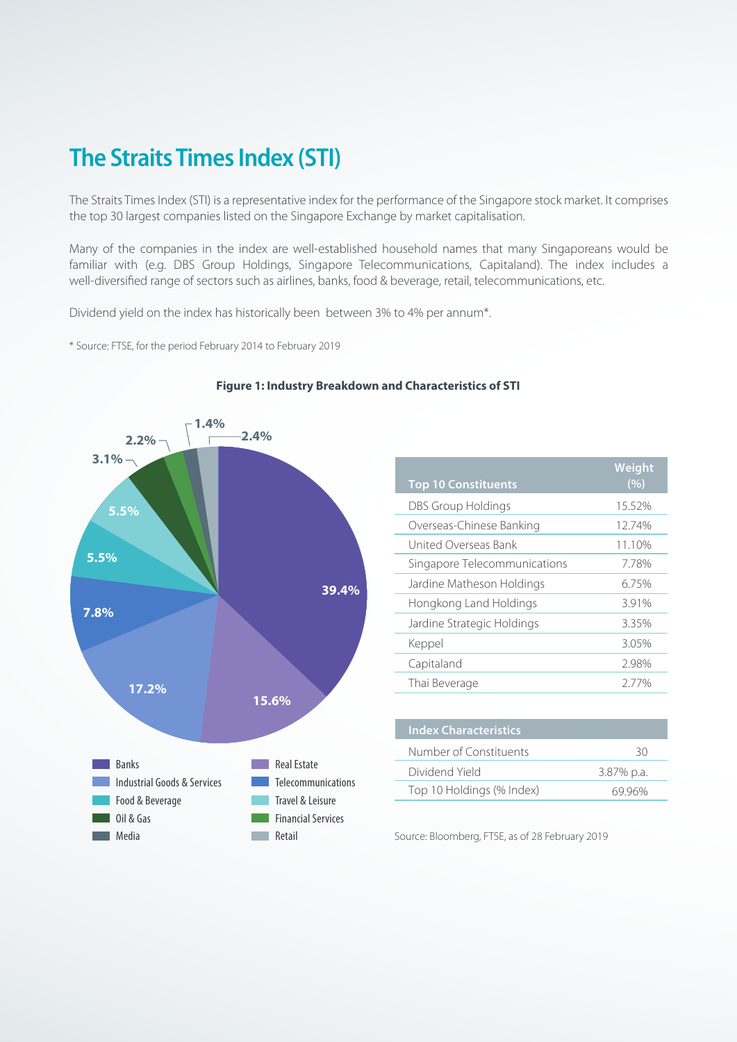# The Straits Times Index (STI)

The Straits Times Index (STI) is a representative index for the performance of the Singapore stock market. It comprises the top 30 largest companies listed on the Singapore Exchange by market capitalisation.

Many of the companies in the index are well-established household names that many Singaporeans would be familiar with (e.g. DBS Group Holdings, Singapore Telecommunications, Capitaland). The index includes a well-diversified range of sectors such as airlines, banks, food & beverage, retail, telecommunications, etc.

Dividend yield on the index has historically been between 3% to 4% per annum*.

\* Source: FTSE, for the period February 2014 to February 2019

**Figure 1: Industry Breakdown and Characteristics of STI**

39.4%
15.6%
17.2%
7.8%
5.5%
5.5%
3.1%
2.2%
1.4%
2.4%

Banks
Real Estate
Industrial Goods & Services
Telecommunications
Food & Beverage
Travel & Leisure
Oil & Gas
Financial Services
Media
Retail

| Top 10 Constituents | Weight (%) |
|---|---|
| DBS Group Holdings | 15.52% |
| Overseas-Chinese Banking | 12.74% |
| United Overseas Bank | 11.10% |
| Singapore Telecommunications | 7.78% |
| Jardine Matheson Holdings | 6.75% |
| Hongkong Land Holdings | 3.91% |
| Jardine Strategic Holdings | 3.35% |
| Keppel | 3.05% |
| Capitaland | 2.98% |
| Thai Beverage | 2.77% |

| Index Characteristics | |
|---|---|
| Number of Constituents | 30 |
| Dividend Yield | 3.87% p.a. |
| Top 10 Holdings (% Index) | 69.96% |

Source: Bloomberg, FTSE, as of 28 February 2019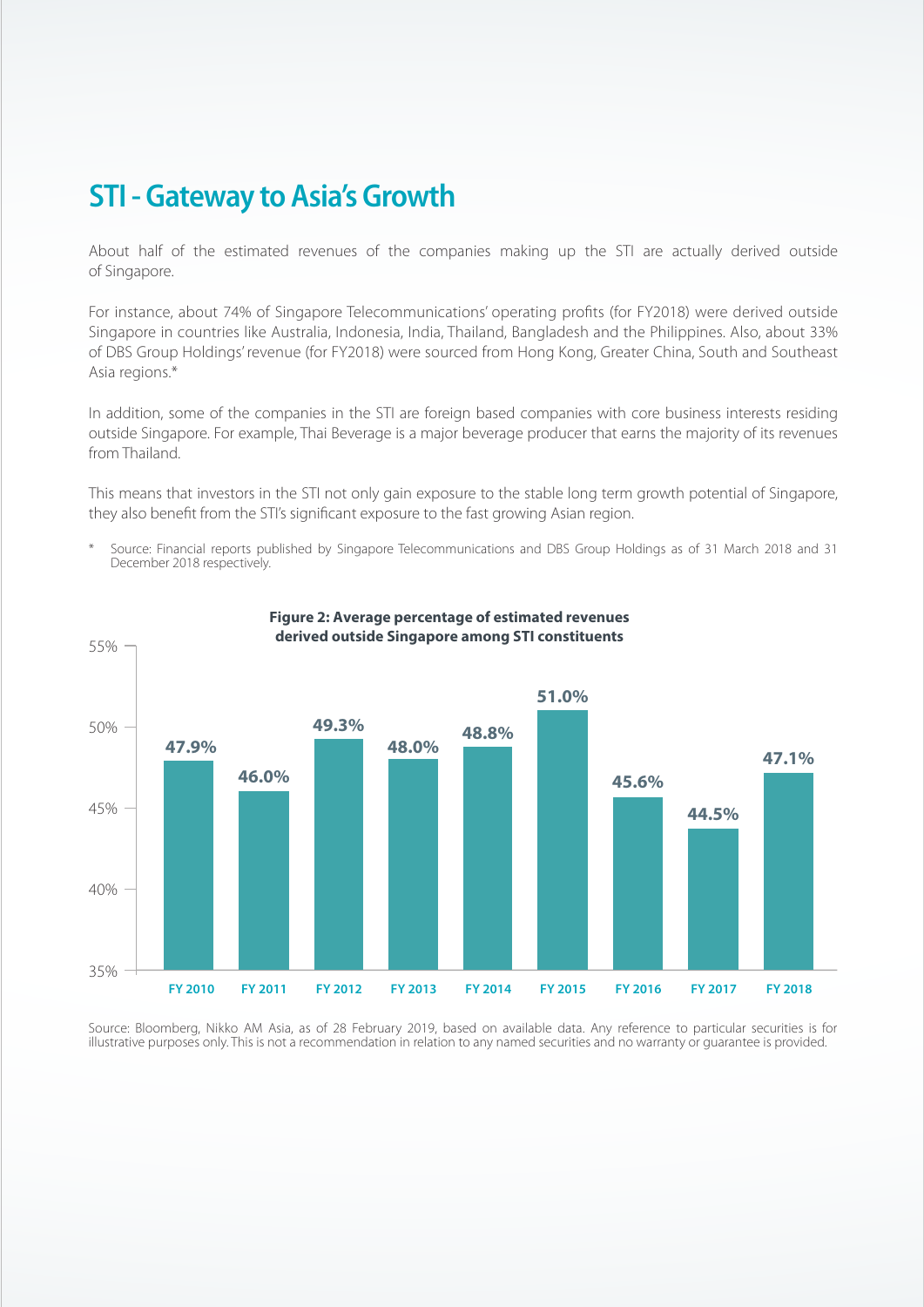## STI - Gateway to Asia's Growth

About half of the estimated revenues of the companies making up the STI are actually derived outside of Singapore.

For instance, about 74% of Singapore Telecommunications' operating profits (for FY2018) were derived outside Singapore in countries like Australia, Indonesia, India, Thailand, Bangladesh and the Philippines. Also, about 33% of DBS Group Holdings' revenue (for FY2018) were sourced from Hong Kong, Greater China, South and Southeast Asia regions.*

In addition, some of the companies in the STI are foreign based companies with core business interests residing outside Singapore. For example, Thai Beverage is a major beverage producer that earns the majority of its revenues from Thailand.

This means that investors in the STI not only gain exposure to the stable long term growth potential of Singapore, they also benefit from the STI's significant exposure to the fast growing Asian region.

\* Source: Financial reports published by Singapore Telecommunications and DBS Group Holdings as of 31 March 2018 and 31 December 2018 respectively.

**Figure 2: Average percentage of estimated revenues derived outside Singapore among STI constituents**

55%
50%
45%
40%
35%

FY 2010 47.9%
FY 2011 46.0%
FY 2012 49.3%
FY 2013 48.0%
FY 2014 48.8%
FY 2015 51.0%
FY 2016 45.6%
FY 2017 44.5%
FY 2018 47.1%

Source: Bloomberg, Nikko AM Asia, as of 28 February 2019, based on available data. Any reference to particular securities is for illustrative purposes only. This is not a recommendation in relation to any named securities and no warranty or guarantee is provided.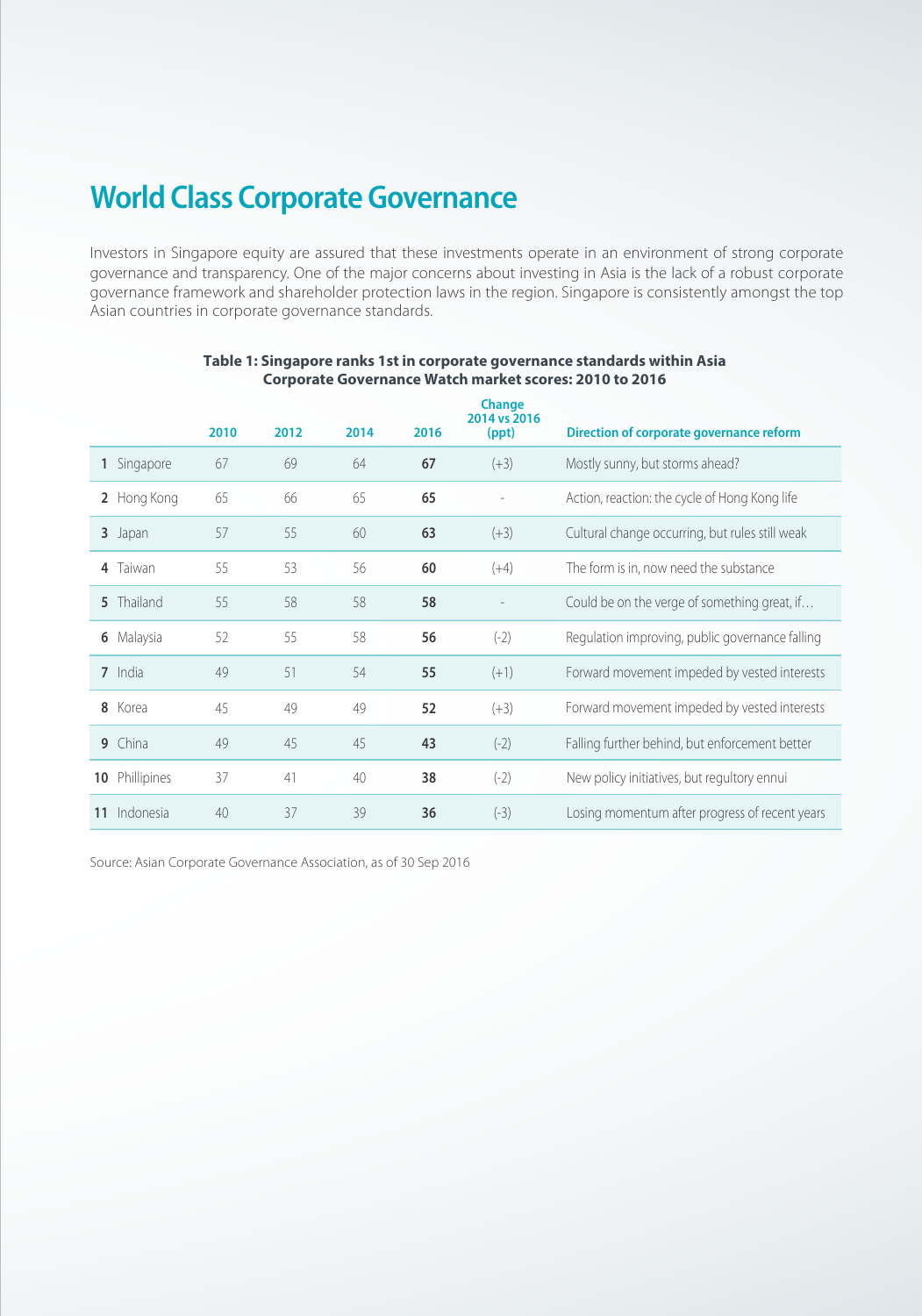# World Class Corporate Governance

Investors in Singapore equity are assured that these investments operate in an environment of strong corporate governance and transparency. One of the major concerns about investing in Asia is the lack of a robust corporate governance framework and shareholder protection laws in the region. Singapore is consistently amongst the top Asian countries in corporate governance standards.

**Table 1: Singapore ranks 1st in corporate governance standards within Asia**
**Corporate Governance Watch market scores: 2010 to 2016**

| | | 2010 | 2012 | 2014 | 2016 | Change 2014 vs 2016 (ppt) | Direction of corporate governance reform |
|---|---|---|---|---|---|---|---|
| 1 | Singapore | 67 | 69 | 64 | **67** | (+3) | Mostly sunny, but storms ahead? |
| 2 | Hong Kong | 65 | 66 | 65 | **65** | - | Action, reaction: the cycle of Hong Kong life |
| 3 | Japan | 57 | 55 | 60 | **63** | (+3) | Cultural change occurring, but rules still weak |
| 4 | Taiwan | 55 | 53 | 56 | **60** | (+4) | The form is in, now need the substance |
| 5 | Thailand | 55 | 58 | 58 | **58** | - | Could be on the verge of something great, if… |
| 6 | Malaysia | 52 | 55 | 58 | **56** | (-2) | Regulation improving, public governance falling |
| 7 | India | 49 | 51 | 54 | **55** | (+1) | Forward movement impeded by vested interests |
| 8 | Korea | 45 | 49 | 49 | **52** | (+3) | Forward movement impeded by vested interests |
| 9 | China | 49 | 45 | 45 | **43** | (-2) | Falling further behind, but enforcement better |
| 10 | Phillipines | 37 | 41 | 40 | **38** | (-2) | New policy initiatives, but regultory ennui |
| 11 | Indonesia | 40 | 37 | 39 | **36** | (-3) | Losing momentum after progress of recent years |

Source: Asian Corporate Governance Association, as of 30 Sep 2016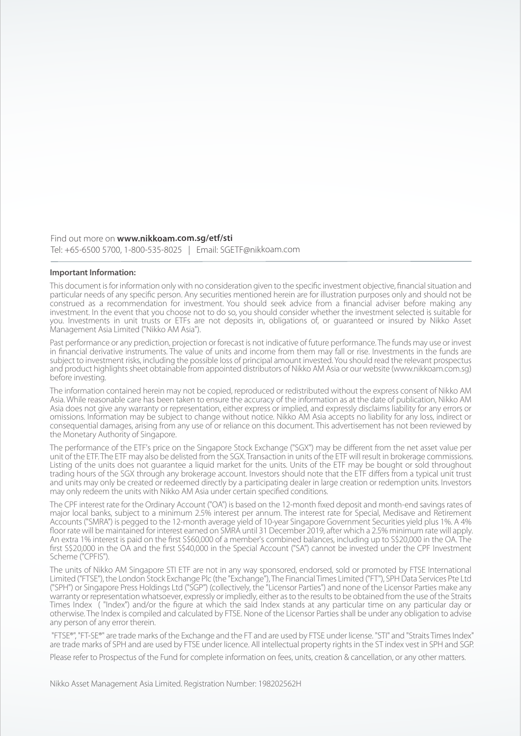Find out more on **www.nikkoam.com.sg/etf/sti**
Tel: +65-6500 5700, 1-800-535-8025 | Email: SGETF@nikkoam.com

**Important Information:**

This document is for information only with no consideration given to the specific investment objective, financial situation and particular needs of any specific person. Any securities mentioned herein are for illustration purposes only and should not be construed as a recommendation for investment. You should seek advice from a financial adviser before making any investment. In the event that you choose not to do so, you should consider whether the investment selected is suitable for you. Investments in unit trusts or ETFs are not deposits in, obligations of, or guaranteed or insured by Nikko Asset Management Asia Limited ("Nikko AM Asia").

Past performance or any prediction, projection or forecast is not indicative of future performance. The funds may use or invest in financial derivative instruments. The value of units and income from them may fall or rise. Investments in the funds are subject to investment risks, including the possible loss of principal amount invested. You should read the relevant prospectus and product highlights sheet obtainable from appointed distributors of Nikko AM Asia or our website (www.nikkoam.com.sg) before investing.

The information contained herein may not be copied, reproduced or redistributed without the express consent of Nikko AM Asia. While reasonable care has been taken to ensure the accuracy of the information as at the date of publication, Nikko AM Asia does not give any warranty or representation, either express or implied, and expressly disclaims liability for any errors or omissions. Information may be subject to change without notice. Nikko AM Asia accepts no liability for any loss, indirect or consequential damages, arising from any use of or reliance on this document. This advertisement has not been reviewed by the Monetary Authority of Singapore.

The performance of the ETF's price on the Singapore Stock Exchange ("SGX") may be different from the net asset value per unit of the ETF. The ETF may also be delisted from the SGX. Transaction in units of the ETF will result in brokerage commissions. Listing of the units does not guarantee a liquid market for the units. Units of the ETF may be bought or sold throughout trading hours of the SGX through any brokerage account. Investors should note that the ETF differs from a typical unit trust and units may only be created or redeemed directly by a participating dealer in large creation or redemption units. Investors may only redeem the units with Nikko AM Asia under certain specified conditions.

The CPF interest rate for the Ordinary Account ("OA") is based on the 12-month fixed deposit and month-end savings rates of major local banks, subject to a minimum 2.5% interest per annum. The interest rate for Special, Medisave and Retirement Accounts ("SMRA") is pegged to the 12-month average yield of 10-year Singapore Government Securities yield plus 1%. A 4% floor rate will be maintained for interest earned on SMRA until 31 December 2019, after which a 2.5% minimum rate will apply. An extra 1% interest is paid on the first S$60,000 of a member's combined balances, including up to S$20,000 in the OA. The first S$20,000 in the OA and the first S$40,000 in the Special Account ("SA") cannot be invested under the CPF Investment Scheme ("CPFIS").

The units of Nikko AM Singapore STI ETF are not in any way sponsored, endorsed, sold or promoted by FTSE International Limited ("FTSE"), the London Stock Exchange Plc (the "Exchange"), The Financial Times Limited ("FT"), SPH Data Services Pte Ltd ("SPH") or Singapore Press Holdings Ltd ("SGP") (collectively, the "Licensor Parties") and none of the Licensor Parties make any warranty or representation whatsoever, expressly or impliedly, either as to the results to be obtained from the use of the Straits Times Index ( "Index") and/or the figure at which the said Index stands at any particular time on any particular day or otherwise. The Index is compiled and calculated by FTSE. None of the Licensor Parties shall be under any obligation to advise any person of any error therein.

"FTSE®", "FT-SE®" are trade marks of the Exchange and the FT and are used by FTSE under license. "STI" and "Straits Times Index" are trade marks of SPH and are used by FTSE under licence. All intellectual property rights in the ST index vest in SPH and SGP.

Please refer to Prospectus of the Fund for complete information on fees, units, creation & cancellation, or any other matters.

Nikko Asset Management Asia Limited. Registration Number: 198202562H